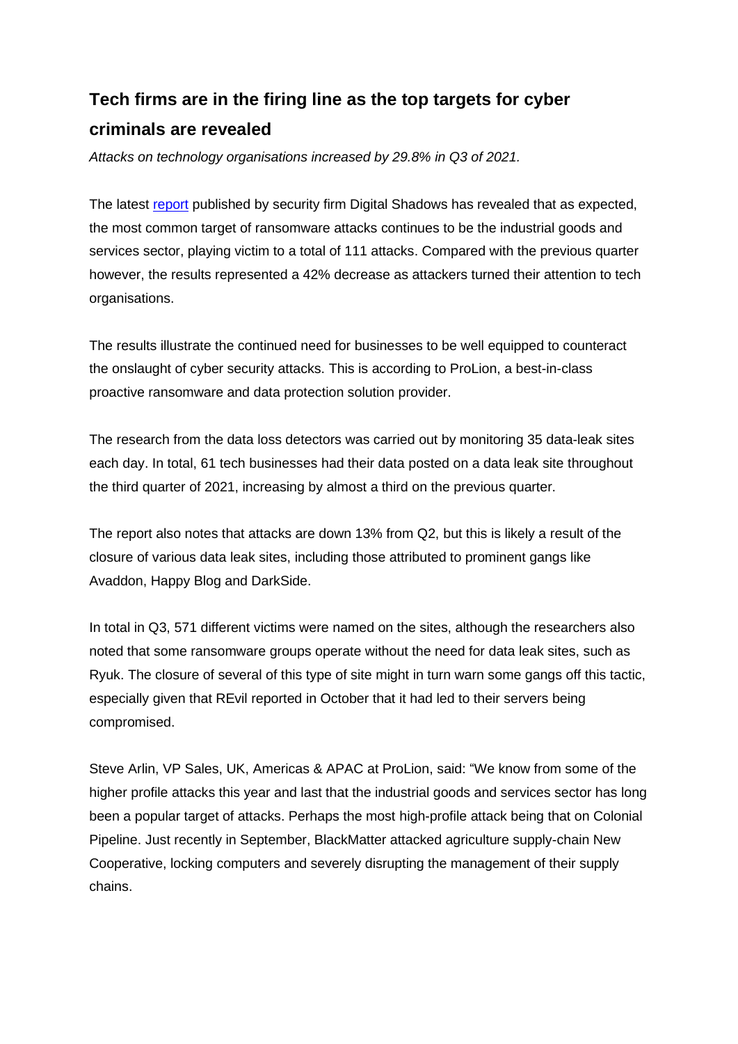## Tech firms are in the firing line as the top targets for cyber criminals are revealed

*Attacks on technology organisations increased by 29.8% in Q3 of 2021.*

The latest [report](report) published by security firm Digital Shadows has revealed that as expected, the most common target of ransomware attacks continues to be the industrial goods and services sector, playing victim to a total of 111 attacks. Compared with the previous quarter however, the results represented a 42% decrease as attackers turned their attention to tech organisations.

The results illustrate the continued need for businesses to be well equipped to counteract the onslaught of cyber security attacks. This is according to ProLion, a best-in-class proactive ransomware and data protection solution provider.

The research from the data loss detectors was carried out by monitoring 35 data-leak sites each day. In total, 61 tech businesses had their data posted on a data leak site throughout the third quarter of 2021, increasing by almost a third on the previous quarter.

The report also notes that attacks are down 13% from Q2, but this is likely a result of the closure of various data leak sites, including those attributed to prominent gangs like Avaddon, Happy Blog and DarkSide.

In total in Q3, 571 different victims were named on the sites, although the researchers also noted that some ransomware groups operate without the need for data leak sites, such as Ryuk. The closure of several of this type of site might in turn warn some gangs off this tactic, especially given that REvil reported in October that it had led to their servers being compromised.

Steve Arlin, VP Sales, UK, Americas & APAC at ProLion, said: “We know from some of the higher profile attacks this year and last that the industrial goods and services sector has long been a popular target of attacks. Perhaps the most high-profile attack being that on Colonial Pipeline. Just recently in September, BlackMatter attacked agriculture supply-chain New Cooperative, locking computers and severely disrupting the management of their supply chains.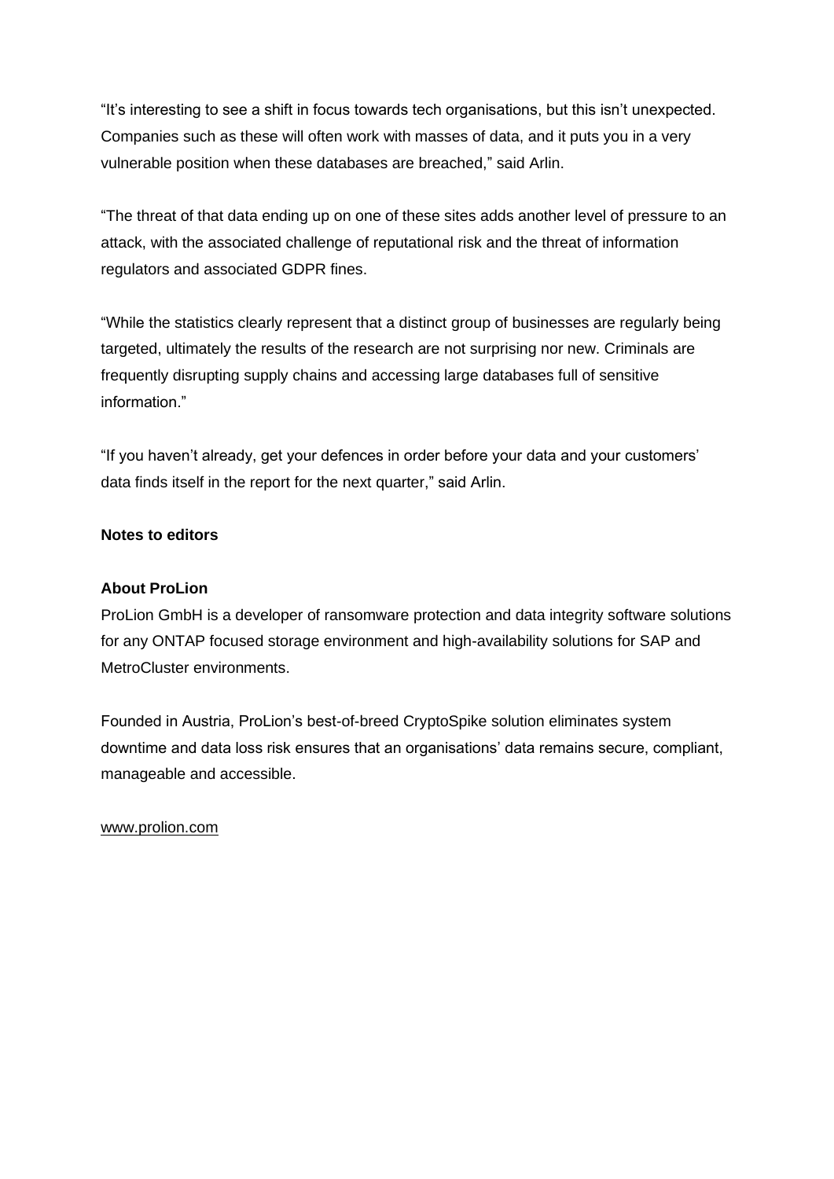"It's interesting to see a shift in focus towards tech organisations, but this isn't unexpected. Companies such as these will often work with masses of data, and it puts you in a very vulnerable position when these databases are breached," said Arlin.

"The threat of that data ending up on one of these sites adds another level of pressure to an attack, with the associated challenge of reputational risk and the threat of information regulators and associated GDPR fines.

"While the statistics clearly represent that a distinct group of businesses are regularly being targeted, ultimately the results of the research are not surprising nor new. Criminals are frequently disrupting supply chains and accessing large databases full of sensitive information."

"If you haven't already, get your defences in order before your data and your customers' data finds itself in the report for the next quarter," said Arlin.

**Notes to editors**

**About ProLion**

ProLion GmbH is a developer of ransomware protection and data integrity software solutions for any ONTAP focused storage environment and high-availability solutions for SAP and MetroCluster environments.

Founded in Austria, ProLion's best-of-breed CryptoSpike solution eliminates system downtime and data loss risk ensures that an organisations' data remains secure, compliant, manageable and accessible.

www.prolion.com